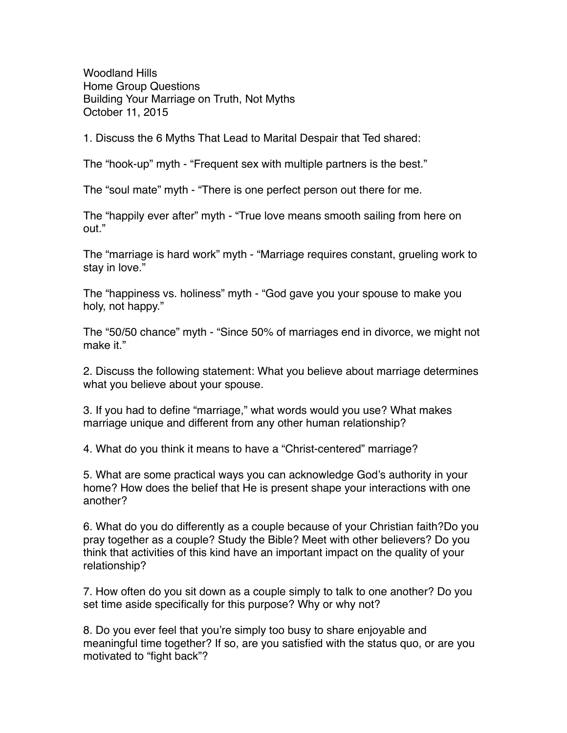Woodland Hills
Home Group Questions
Building Your Marriage on Truth, Not Myths
October 11, 2015

1. Discuss the 6 Myths That Lead to Marital Despair that Ted shared:

The “hook-up” myth - “Frequent sex with multiple partners is the best.”

The “soul mate” myth - “There is one perfect person out there for me.

The “happily ever after” myth - “True love means smooth sailing from here on out.”

The “marriage is hard work” myth - “Marriage requires constant, grueling work to stay in love.”

The “happiness vs. holiness” myth - “God gave you your spouse to make you holy, not happy.”

The “50/50 chance” myth - “Since 50% of marriages end in divorce, we might not make it.”

2. Discuss the following statement: What you believe about marriage determines what you believe about your spouse.

3. If you had to define “marriage,” what words would you use? What makes marriage unique and different from any other human relationship?

4. What do you think it means to have a “Christ-centered” marriage?

5. What are some practical ways you can acknowledge God’s authority in your home? How does the belief that He is present shape your interactions with one another?

6. What do you do differently as a couple because of your Christian faith?Do you pray together as a couple? Study the Bible? Meet with other believers? Do you think that activities of this kind have an important impact on the quality of your relationship?

7. How often do you sit down as a couple simply to talk to one another? Do you set time aside specifically for this purpose? Why or why not?

8. Do you ever feel that you’re simply too busy to share enjoyable and meaningful time together? If so, are you satisfied with the status quo, or are you motivated to “fight back”?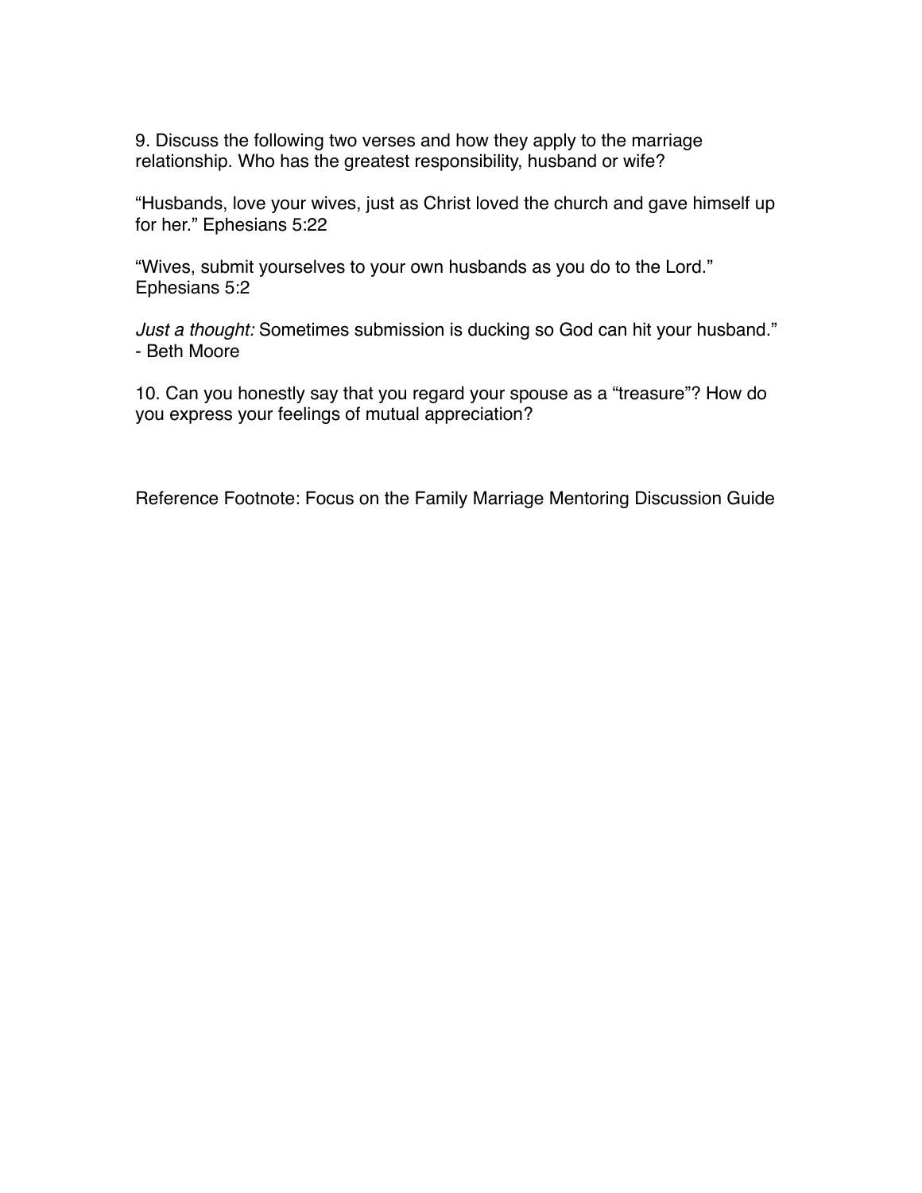9. Discuss the following two verses and how they apply to the marriage relationship. Who has the greatest responsibility, husband or wife?

“Husbands, love your wives, just as Christ loved the church and gave himself up for her.” Ephesians 5:22

“Wives, submit yourselves to your own husbands as you do to the Lord.” Ephesians 5:2

*Just a thought:* Sometimes submission is ducking so God can hit your husband.” - Beth Moore

10. Can you honestly say that you regard your spouse as a “treasure”? How do you express your feelings of mutual appreciation?

Reference Footnote: Focus on the Family Marriage Mentoring Discussion Guide